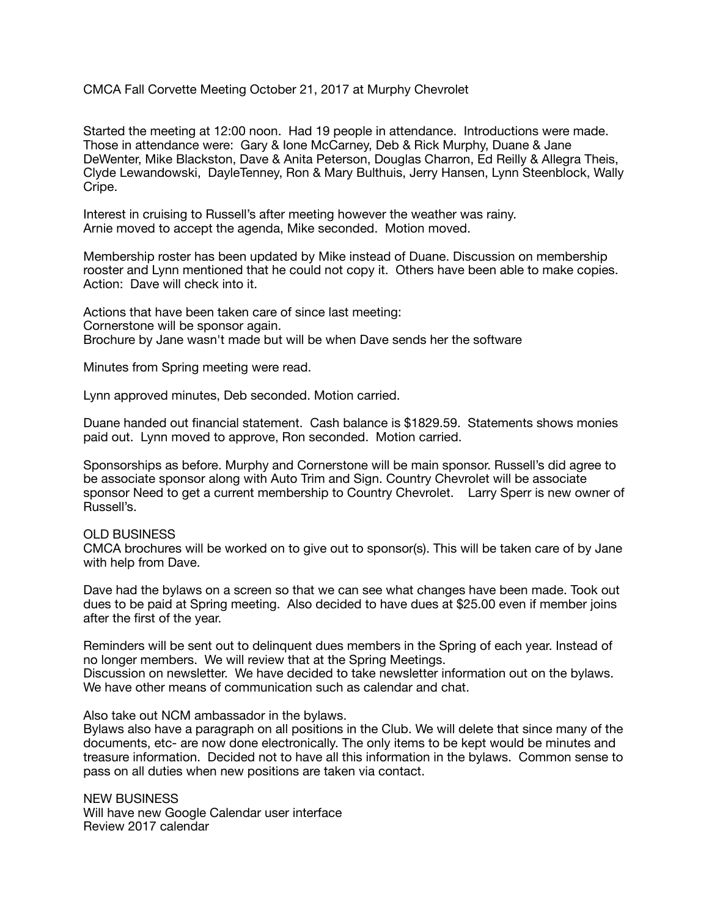CMCA Fall Corvette Meeting October 21, 2017 at Murphy Chevrolet

Started the meeting at 12:00 noon. Had 19 people in attendance. Introductions were made. Those in attendance were: Gary & Ione McCarney, Deb & Rick Murphy, Duane & Jane DeWenter, Mike Blackston, Dave & Anita Peterson, Douglas Charron, Ed Reilly & Allegra Theis, Clyde Lewandowski, DayleTenney, Ron & Mary Bulthuis, Jerry Hansen, Lynn Steenblock, Wally Cripe.

Interest in cruising to Russell's after meeting however the weather was rainy.
Arnie moved to accept the agenda, Mike seconded. Motion moved.

Membership roster has been updated by Mike instead of Duane. Discussion on membership rooster and Lynn mentioned that he could not copy it. Others have been able to make copies. Action: Dave will check into it.

Actions that have been taken care of since last meeting:
Cornerstone will be sponsor again.
Brochure by Jane wasn't made but will be when Dave sends her the software

Minutes from Spring meeting were read.

Lynn approved minutes, Deb seconded. Motion carried.

Duane handed out financial statement. Cash balance is $1829.59. Statements shows monies paid out. Lynn moved to approve, Ron seconded. Motion carried.

Sponsorships as before. Murphy and Cornerstone will be main sponsor. Russell's did agree to be associate sponsor along with Auto Trim and Sign. Country Chevrolet will be associate sponsor Need to get a current membership to Country Chevrolet. Larry Sperr is new owner of Russell's.

OLD BUSINESS
CMCA brochures will be worked on to give out to sponsor(s). This will be taken care of by Jane with help from Dave.

Dave had the bylaws on a screen so that we can see what changes have been made. Took out dues to be paid at Spring meeting. Also decided to have dues at $25.00 even if member joins after the first of the year.

Reminders will be sent out to delinquent dues members in the Spring of each year. Instead of no longer members. We will review that at the Spring Meetings.
Discussion on newsletter. We have decided to take newsletter information out on the bylaws. We have other means of communication such as calendar and chat.

Also take out NCM ambassador in the bylaws.
Bylaws also have a paragraph on all positions in the Club. We will delete that since many of the documents, etc- are now done electronically. The only items to be kept would be minutes and treasure information. Decided not to have all this information in the bylaws. Common sense to pass on all duties when new positions are taken via contact.

NEW BUSINESS
Will have new Google Calendar user interface
Review 2017 calendar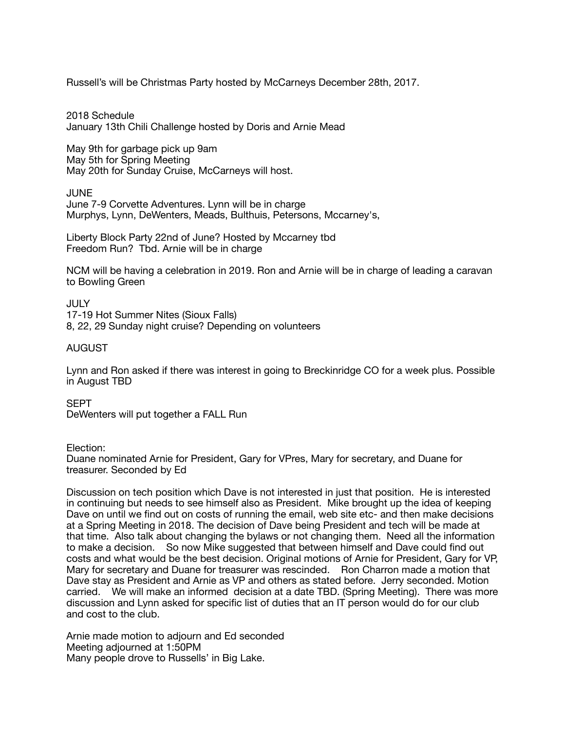Russell's will be Christmas Party hosted by McCarneys December 28th, 2017.

2018 Schedule
January 13th Chili Challenge hosted by Doris and Arnie Mead

May 9th for garbage pick up 9am
May 5th for Spring Meeting
May 20th for Sunday Cruise, McCarneys will host.

JUNE
June 7-9 Corvette Adventures. Lynn will be in charge
Murphys, Lynn, DeWenters, Meads, Bulthuis, Petersons, Mccarney's,

Liberty Block Party 22nd of June? Hosted by Mccarney tbd
Freedom Run? Tbd. Arnie will be in charge

NCM will be having a celebration in 2019. Ron and Arnie will be in charge of leading a caravan to Bowling Green

JULY
17-19 Hot Summer Nites (Sioux Falls)
8, 22, 29 Sunday night cruise? Depending on volunteers

AUGUST

Lynn and Ron asked if there was interest in going to Breckinridge CO for a week plus. Possible in August TBD

SEPT
DeWenters will put together a FALL Run

Election:
Duane nominated Arnie for President, Gary for VPres, Mary for secretary, and Duane for treasurer. Seconded by Ed

Discussion on tech position which Dave is not interested in just that position. He is interested in continuing but needs to see himself also as President. Mike brought up the idea of keeping Dave on until we find out on costs of running the email, web site etc- and then make decisions at a Spring Meeting in 2018. The decision of Dave being President and tech will be made at that time. Also talk about changing the bylaws or not changing them. Need all the information to make a decision. So now Mike suggested that between himself and Dave could find out costs and what would be the best decision. Original motions of Arnie for President, Gary for VP, Mary for secretary and Duane for treasurer was rescinded. Ron Charron made a motion that Dave stay as President and Arnie as VP and others as stated before. Jerry seconded. Motion carried. We will make an informed decision at a date TBD. (Spring Meeting). There was more discussion and Lynn asked for specific list of duties that an IT person would do for our club and cost to the club.

Arnie made motion to adjourn and Ed seconded
Meeting adjourned at 1:50PM
Many people drove to Russells' in Big Lake.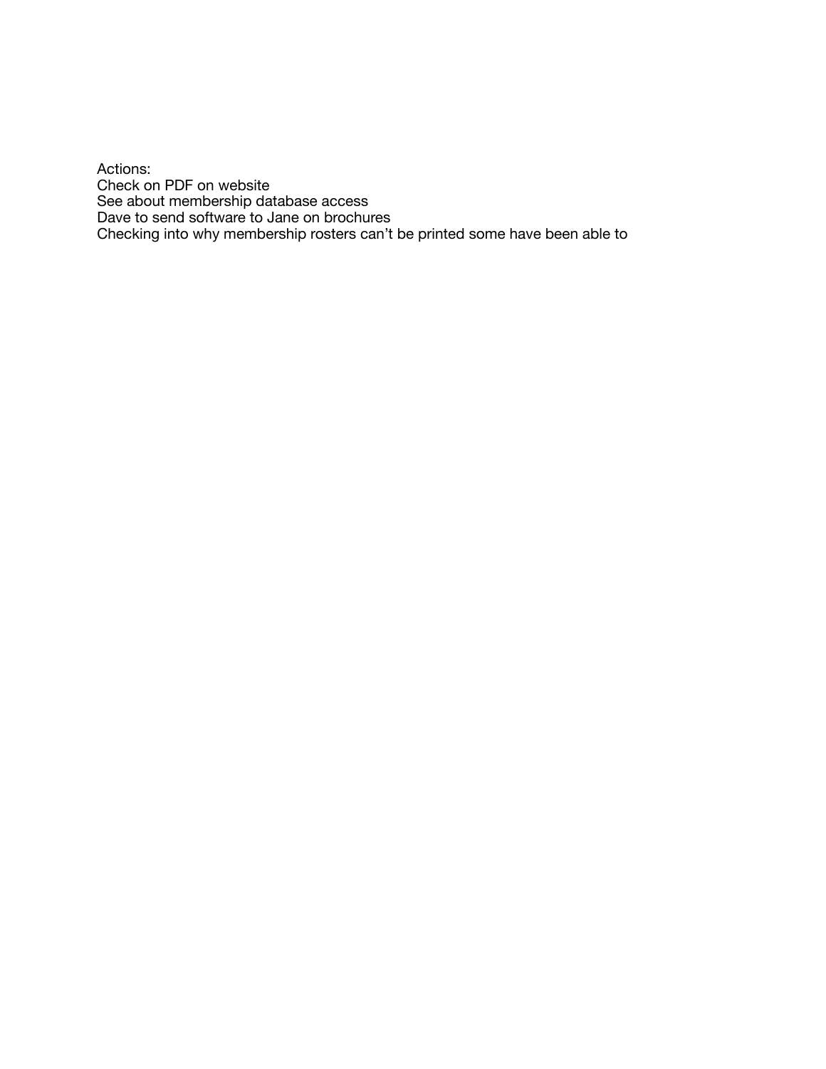Actions:
Check on PDF on website
See about membership database access
Dave to send software to Jane on brochures
Checking into why membership rosters can’t be printed some have been able to